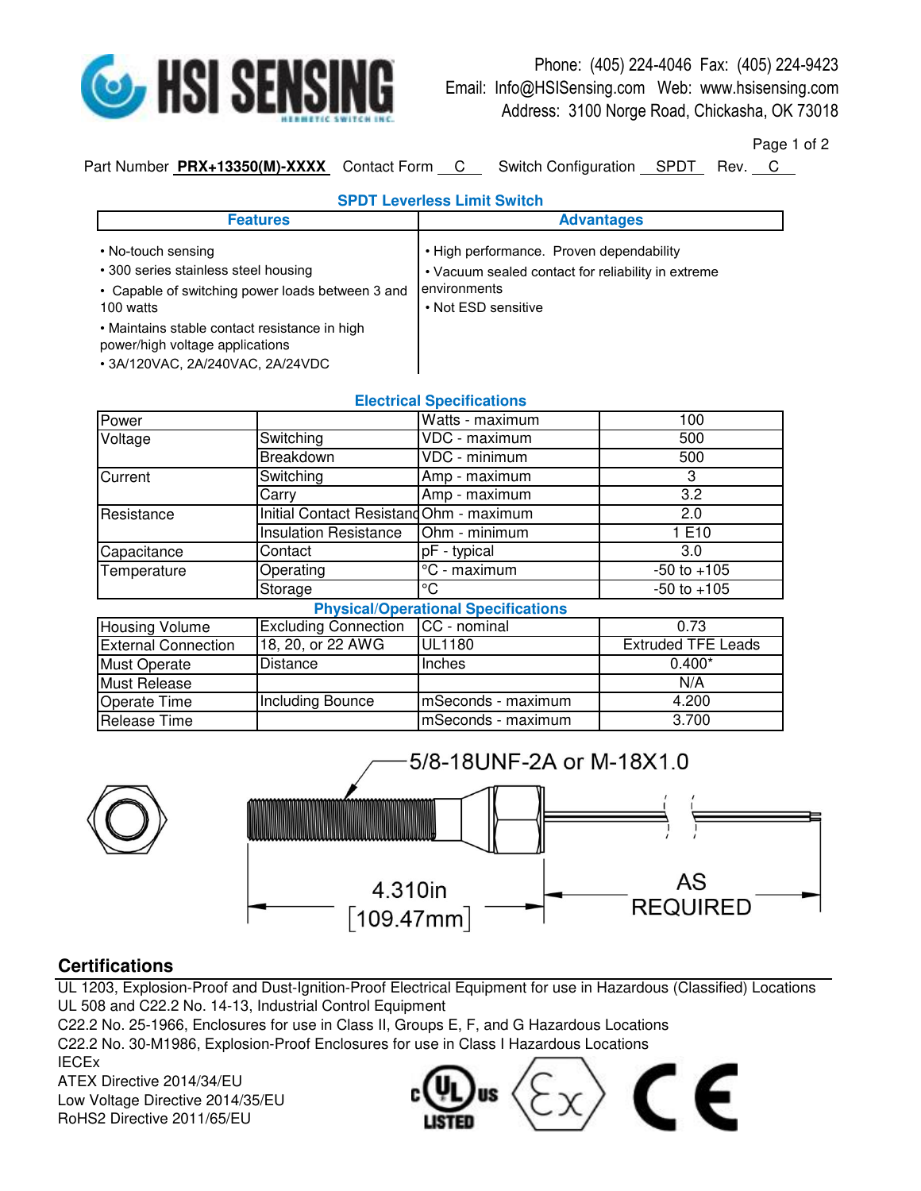Phone: (405) 224-4046 Fax: (405) 224-9423
Email: Info@HSISensing.com Web: www.hsisensing.com
Address: 3100 Norge Road, Chickasha, OK 73018

Part Number **PRX+13350(M)-XXXX** Contact Form C Switch Configuration SPDT Rev. C

## SPDT Leverless Limit Switch

| Features | Advantages |
|---|---|
| • No-touch sensing<br>• 300 series stainless steel housing<br>• Capable of switching power loads between 3 and 100 watts<br>• Maintains stable contact resistance in high power/high voltage applications<br>• 3A/120VAC, 2A/240VAC, 2A/24VDC | • High performance. Proven dependability<br>• Vacuum sealed contact for reliability in extreme environments<br>• Not ESD sensitive |

## Electrical Specifications

| | | | |
|---|---|---|---|
| Power | | Watts - maximum | 100 |
| Voltage | Switching | VDC - maximum | 500 |
| | Breakdown | VDC - minimum | 500 |
| Current | Switching | Amp - maximum | 3 |
| | Carry | Amp - maximum | 3.2 |
| Resistance | Initial Contact Resistanc | Ohm - maximum | 2.0 |
| | Insulation Resistance | Ohm - minimum | 1 E10 |
| Capacitance | Contact | pF - typical | 3.0 |
| Temperature | Operating | °C - maximum | -50 to +105 |
| | Storage | °C | -50 to +105 |

## Physical/Operational Specifications

| | | | |
|---|---|---|---|
| Housing Volume | Excluding Connection | CC - nominal | 0.73 |
| External Connection | 18, 20, or 22 AWG | UL1180 | Extruded TFE Leads |
| Must Operate | Distance | Inches | 0.400* |
| Must Release | | | N/A |
| Operate Time | Including Bounce | mSeconds - maximum | 4.200 |
| Release Time | | mSeconds - maximum | 3.700 |

5/8-18UNF-2A or M-18X1.0

4.310in [109.47mm]

AS REQUIRED

## Certifications

UL 1203, Explosion-Proof and Dust-Ignition-Proof Electrical Equipment for use in Hazardous (Classified) Locations
UL 508 and C22.2 No. 14-13, Industrial Control Equipment
C22.2 No. 25-1966, Enclosures for use in Class II, Groups E, F, and G Hazardous Locations
C22.2 No. 30-M1986, Explosion-Proof Enclosures for use in Class I Hazardous Locations
IECEx
ATEX Directive 2014/34/EU
Low Voltage Directive 2014/35/EU
RoHS2 Directive 2011/65/EU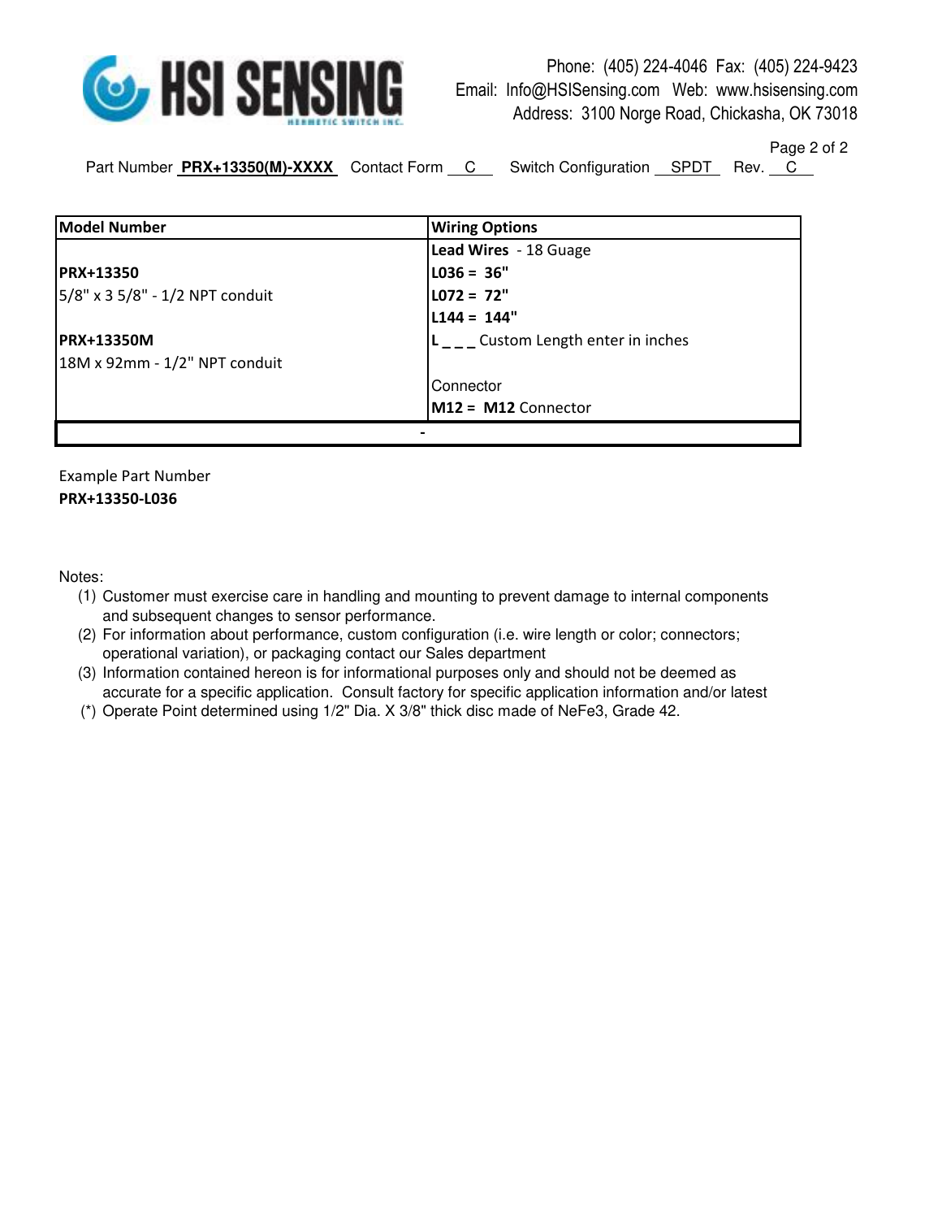Part Number **PRX+13350(M)-XXXX** Contact Form C Switch Configuration SPDT Rev. C

| Model Number | Wiring Options |
|---|---|
| | **Lead Wires** - 18 Guage |
| **PRX+13350** | **L036 = 36"** |
| 5/8" x 3 5/8" - 1/2 NPT conduit | **L072 = 72"** |
| | **L144 = 144"** |
| **PRX+13350M** | **L _ _ _** Custom Length enter in inches |
| 18M x 92mm - 1/2" NPT conduit | |
| | Connector |
| | **M12 = M12** Connector |
| - | |

Example Part Number
**PRX+13350-L036**

Notes:

(1) Customer must exercise care in handling and mounting to prevent damage to internal components and subsequent changes to sensor performance.
(2) For information about performance, custom configuration (i.e. wire length or color; connectors; operational variation), or packaging contact our Sales department
(3) Information contained hereon is for informational purposes only and should not be deemed as accurate for a specific application. Consult factory for specific application information and/or latest
(*) Operate Point determined using 1/2" Dia. X 3/8" thick disc made of NeFe3, Grade 42.